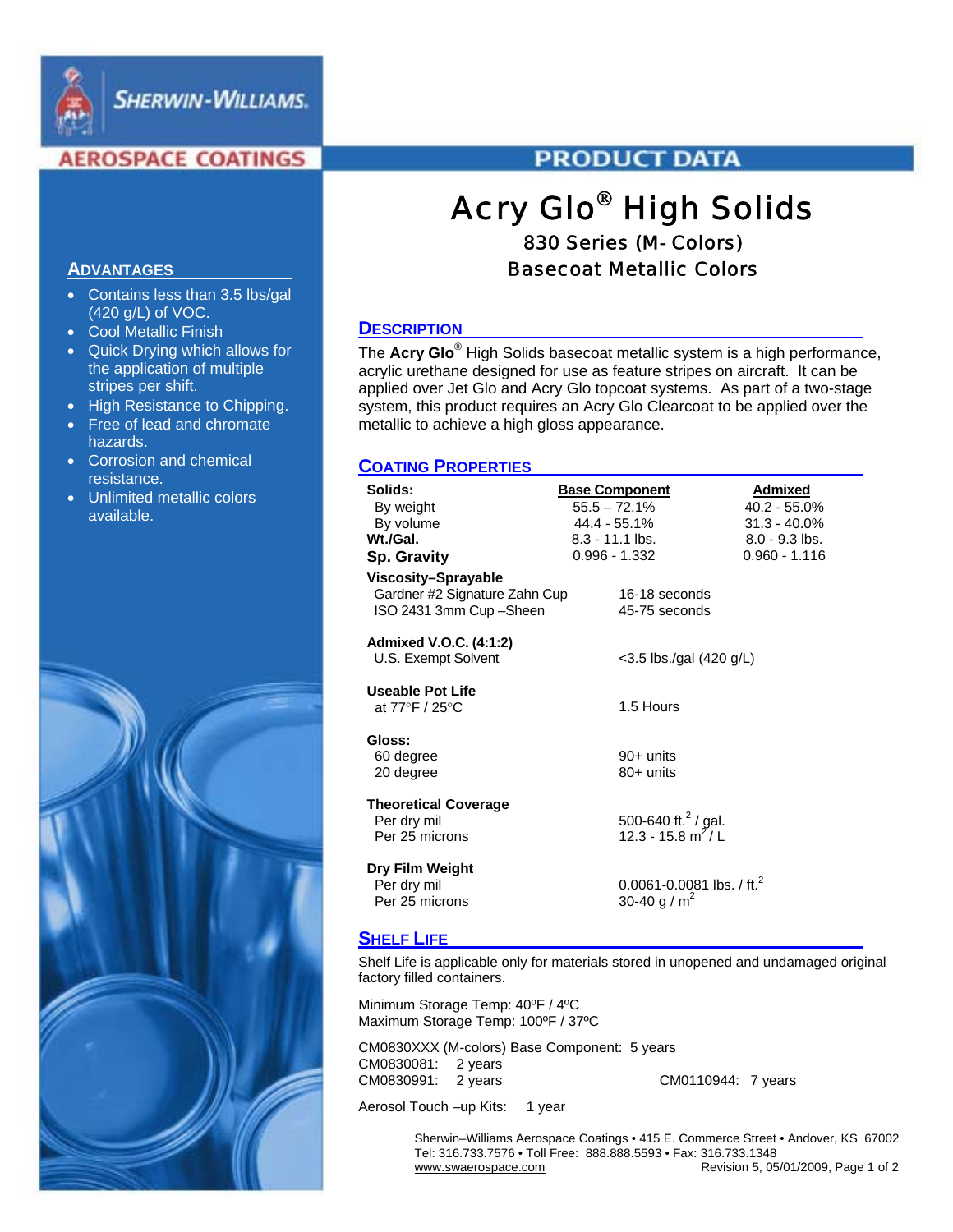SHERWIN-WILLIAMS.

AEROSPACE COATINGS

PRODUCT DATA

# Acry Glo® High Solids

## 830 Series (M- Colors)

## Basecoat Metallic Colors

### ADVANTAGES

- Contains less than 3.5 lbs/gal (420 g/L) of VOC.
- Cool Metallic Finish
- Quick Drying which allows for the application of multiple stripes per shift.
- High Resistance to Chipping.
- Free of lead and chromate hazards.
- Corrosion and chemical resistance.
- Unlimited metallic colors available.

### DESCRIPTION

The **Acry Glo**® High Solids basecoat metallic system is a high performance, acrylic urethane designed for use as feature stripes on aircraft. It can be applied over Jet Glo and Acry Glo topcoat systems. As part of a two-stage system, this product requires an Acry Glo Clearcoat to be applied over the metallic to achieve a high gloss appearance.

### COATING PROPERTIES

| | Base Component | Admixed |
|---|---|---|
| **Solids:** | | |
| By weight | 55.5 – 72.1% | 40.2 - 55.0% |
| By volume | 44.4 - 55.1% | 31.3 - 40.0% |
| **Wt./Gal.** | 8.3 - 11.1 lbs. | 8.0 - 9.3 lbs. |
| **Sp. Gravity** | 0.996 - 1.332 | 0.960 - 1.116 |

**Viscosity–Sprayable**

| | |
|---|---|
| Gardner #2 Signature Zahn Cup | 16-18 seconds |
| ISO 2431 3mm Cup –Sheen | 45-75 seconds |

**Admixed V.O.C. (4:1:2)**

| | |
|---|---|
| U.S. Exempt Solvent | <3.5 lbs./gal (420 g/L) |

**Useable Pot Life**

| | |
|---|---|
| at 77°F / 25°C | 1.5 Hours |

**Gloss:**

| | |
|---|---|
| 60 degree | 90+ units |
| 20 degree | 80+ units |

**Theoretical Coverage**

| | |
|---|---|
| Per dry mil | 500-640 ft.$^2$ / gal. |
| Per 25 microns | 12.3 - 15.8 m$^2$ / L |

**Dry Film Weight**

| | |
|---|---|
| Per dry mil | 0.0061-0.0081 lbs. / ft.$^2$ |
| Per 25 microns | 30-40 g / m$^2$ |

### SHELF LIFE

Shelf Life is applicable only for materials stored in unopened and undamaged original factory filled containers.

Minimum Storage Temp: 40ºF / 4ºC
Maximum Storage Temp: 100ºF / 37ºC

CM0830XXX (M-colors) Base Component: 5 years
CM0830081: 2 years
CM0830991: 2 years
CM0110944: 7 years

Aerosol Touch –up Kits: 1 year

Sherwin–Williams Aerospace Coatings • 415 E. Commerce Street • Andover, KS 67002
Tel: 316.733.7576 • Toll Free: 888.888.5593 • Fax: 316.733.1348
www.swaerospace.com Revision 5, 05/01/2009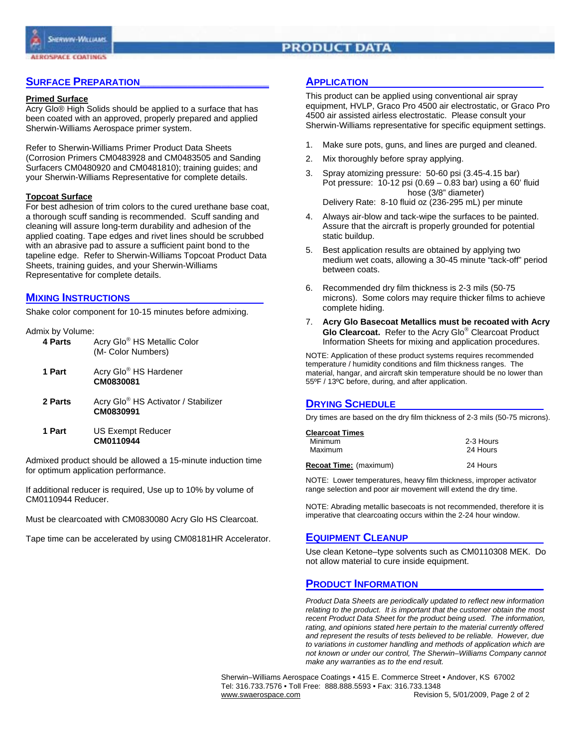## Surface Preparation

**Primed Surface**

Acry Glo® High Solids should be applied to a surface that has been coated with an approved, properly prepared and applied Sherwin-Williams Aerospace primer system.

Refer to Sherwin-Williams Primer Product Data Sheets (Corrosion Primers CM0483928 and CM0483505 and Sanding Surfacers CM0480920 and CM0481810); training guides; and your Sherwin-Williams Representative for complete details.

**Topcoat Surface**

For best adhesion of trim colors to the cured urethane base coat, a thorough scuff sanding is recommended. Scuff sanding and cleaning will assure long-term durability and adhesion of the applied coating. Tape edges and rivet lines should be scrubbed with an abrasive pad to assure a sufficient paint bond to the tapeline edge. Refer to Sherwin-Williams Topcoat Product Data Sheets, training guides, and your Sherwin-Williams Representative for complete details.

## Mixing Instructions

Shake color component for 10-15 minutes before admixing.

Admix by Volume:

| | |
|---|---|
| **4 Parts** | Acry Glo® HS Metallic Color (M- Color Numbers) |
| **1 Part** | Acry Glo® HS Hardener **CM0830081** |
| **2 Parts** | Acry Glo® HS Activator / Stabilizer **CM0830991** |
| **1 Part** | US Exempt Reducer **CM0110944** |

Admixed product should be allowed a 15-minute induction time for optimum application performance.

If additional reducer is required, Use up to 10% by volume of CM0110944 Reducer.

Must be clearcoated with CM0830080 Acry Glo HS Clearcoat.

Tape time can be accelerated by using CM08181HR Accelerator.

## Application

This product can be applied using conventional air spray equipment, HVLP, Graco Pro 4500 air electrostatic, or Graco Pro 4500 air assisted airless electrostatic. Please consult your Sherwin-Williams representative for specific equipment settings.

1. Make sure pots, guns, and lines are purged and cleaned.
2. Mix thoroughly before spray applying.
3. Spray atomizing pressure: 50-60 psi (3.45-4.15 bar)
   Pot pressure: 10-12 psi (0.69 – 0.83 bar) using a 60' fluid hose (3/8" diameter)
   Delivery Rate: 8-10 fluid oz (236-295 mL) per minute
4. Always air-blow and tack-wipe the surfaces to be painted. Assure that the aircraft is properly grounded for potential static buildup.
5. Best application results are obtained by applying two medium wet coats, allowing a 30-45 minute "tack-off" period between coats.
6. Recommended dry film thickness is 2-3 mils (50-75 microns). Some colors may require thicker films to achieve complete hiding.
7. **Acry Glo Basecoat Metallics must be recoated with Acry Glo Clearcoat.** Refer to the Acry Glo® Clearcoat Product Information Sheets for mixing and application procedures.

NOTE: Application of these product systems requires recommended temperature / humidity conditions and film thickness ranges. The material, hangar, and aircraft skin temperature should be no lower than 55ºF / 13ºC before, during, and after application.

## Drying Schedule

Dry times are based on the dry film thickness of 2-3 mils (50-75 microns).

| **Clearcoat Times** | |
|---|---|
| Minimum | 2-3 Hours |
| Maximum | 24 Hours |
| **Recoat Time:** (maximum) | 24 Hours |

NOTE: Lower temperatures, heavy film thickness, improper activator range selection and poor air movement will extend the dry time.

NOTE: Abrading metallic basecoats is not recommended, therefore it is imperative that clearcoating occurs within the 2-24 hour window.

## Equipment Cleanup

Use clean Ketone–type solvents such as CM0110308 MEK. Do not allow material to cure inside equipment.

## Product Information

*Product Data Sheets are periodically updated to reflect new information relating to the product. It is important that the customer obtain the most recent Product Data Sheet for the product being used. The information, rating, and opinions stated here pertain to the material currently offered and represent the results of tests believed to be reliable. However, due to variations in customer handling and methods of application which are not known or under our control, The Sherwin–Williams Company cannot make any warranties as to the end result.*

Sherwin–Williams Aerospace Coatings • 415 E. Commerce Street • Andover, KS 67002
Tel: 316.733.7576 • Toll Free: 888.888.5593 • Fax: 316.733.1348
www.swaerospace.com
Revision 5, 5/01/2009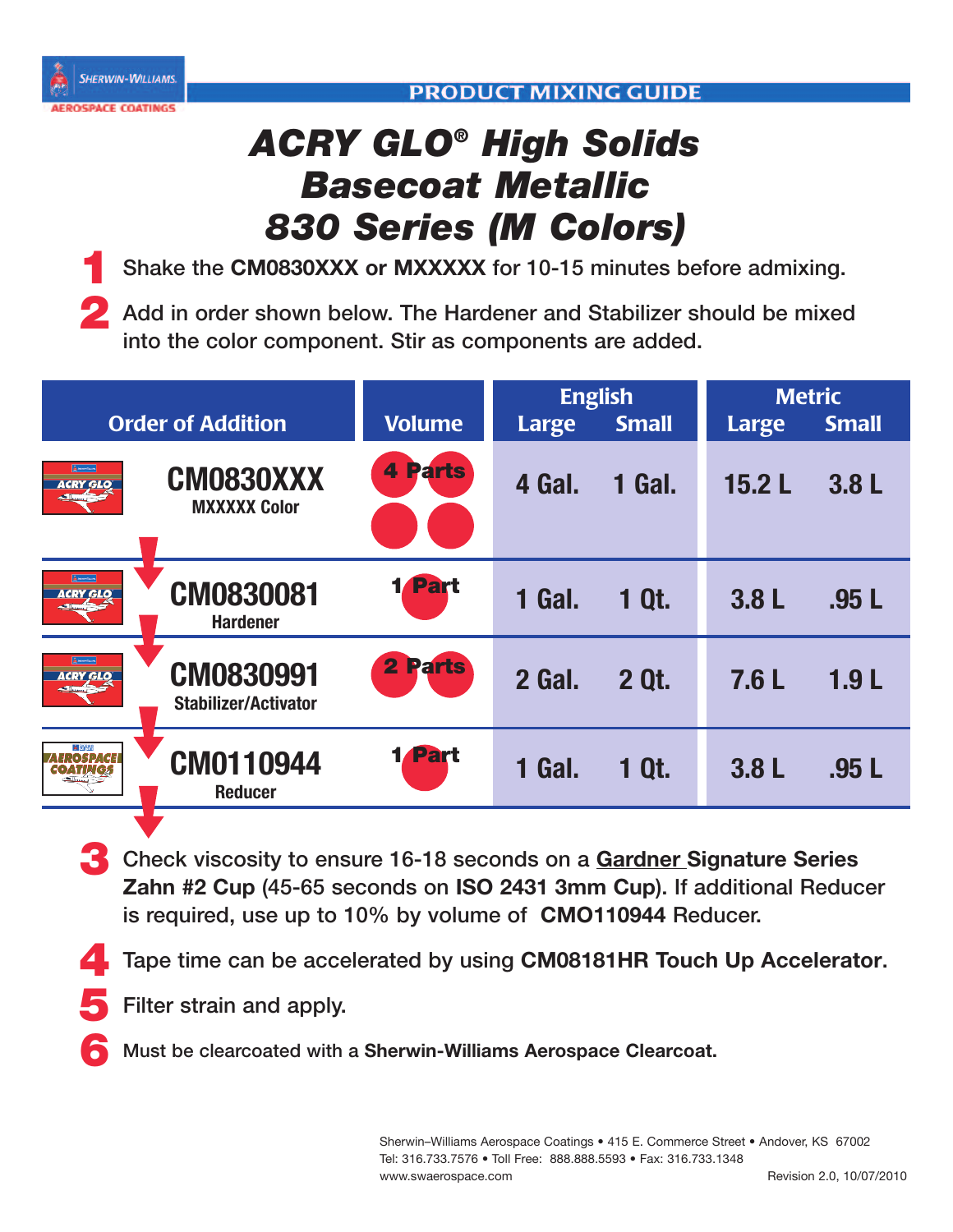PRODUCT MIXING GUIDE

# ACRY GLO® High Solids Basecoat Metallic 830 Series (M Colors)

1. Shake the **CM0830XXX or MXXXXX** for 10-15 minutes before admixing.
2. Add in order shown below. The Hardener and Stabilizer should be mixed into the color component. Stir as components are added.

| Order of Addition | Volume | English Large | English Small | Metric Large | Metric Small |
|---|---|---|---|---|---|
| **CM0830XXX** MXXXXX Color | 4 Parts | 4 Gal. | 1 Gal. | 15.2 L | 3.8 L |
| **CM0830081** Hardener | 1 Part | 1 Gal. | 1 Qt. | 3.8 L | .95 L |
| **CM0830991** Stabilizer/Activator | 2 Parts | 2 Gal. | 2 Qt. | 7.6 L | 1.9 L |
| **CM0110944** Reducer | 1 Part | 1 Gal. | 1 Qt. | 3.8 L | .95 L |

3. Check viscosity to ensure 16-18 seconds on a **Gardner Signature Series Zahn #2 Cup** (45-65 seconds on **ISO 2431 3mm Cup**). If additional Reducer is required, use up to 10% by volume of **CMO110944** Reducer.
4. Tape time can be accelerated by using **CM08181HR Touch Up Accelerator**.
5. Filter strain and apply.
6. Must be clearcoated with a **Sherwin-Williams Aerospace Clearcoat.**

Sherwin–Williams Aerospace Coatings • 415 E. Commerce Street • Andover, KS 67002
Tel: 316.733.7576 • Toll Free: 888.888.5593 • Fax: 316.733.1348
www.swaerospace.com

Revision 2.0, 10/07/2010